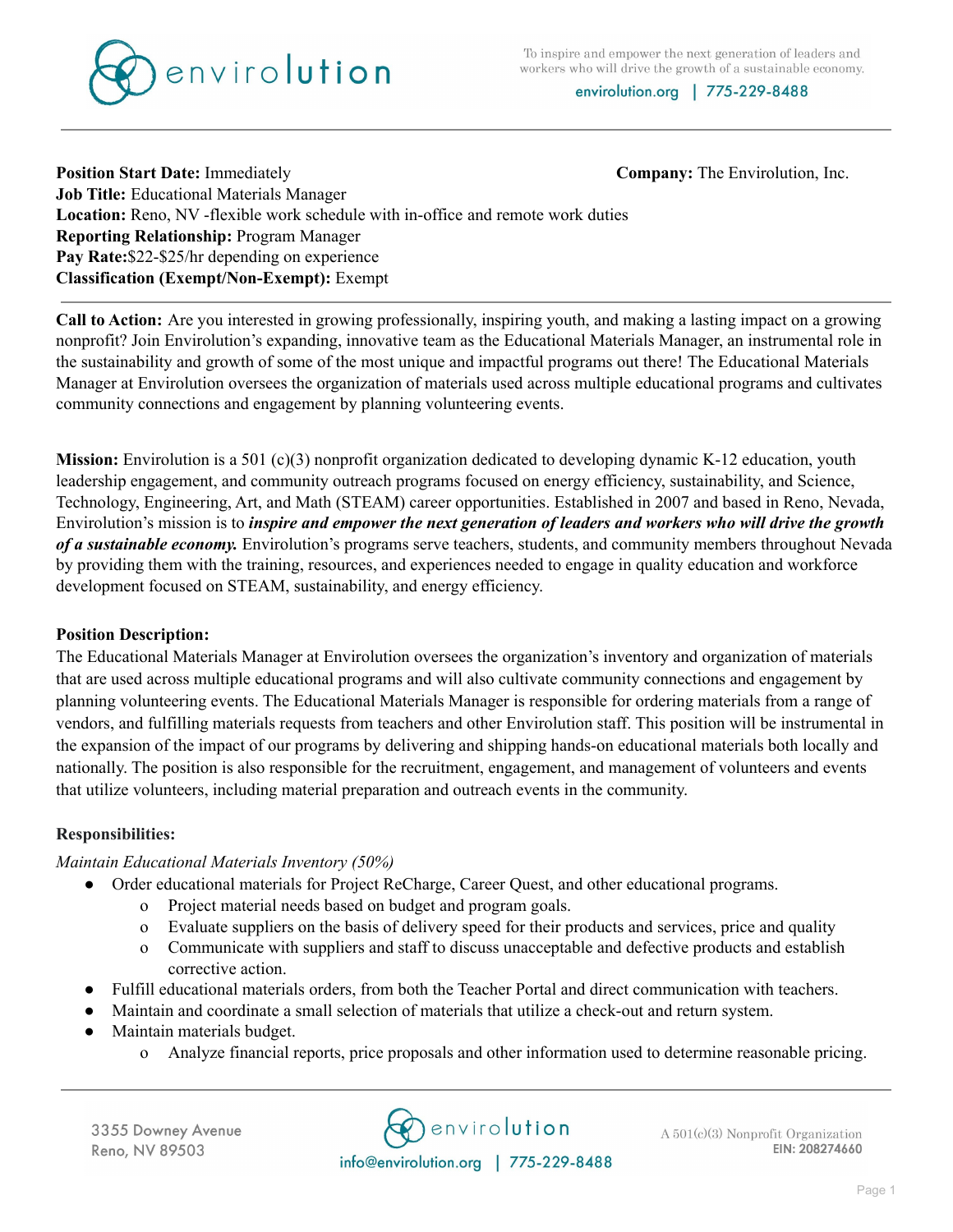**Position Start Date:** Immediately

**Company:** The Envirolution, Inc.

**Job Title:** Educational Materials Manager
**Location:** Reno, NV -flexible work schedule with in-office and remote work duties
**Reporting Relationship:** Program Manager
**Pay Rate:**$22-$25/hr depending on experience
**Classification (Exempt/Non-Exempt):** Exempt

---

**Call to Action:** Are you interested in growing professionally, inspiring youth, and making a lasting impact on a growing nonprofit? Join Envirolution's expanding, innovative team as the Educational Materials Manager, an instrumental role in the sustainability and growth of some of the most unique and impactful programs out there! The Educational Materials Manager at Envirolution oversees the organization of materials used across multiple educational programs and cultivates community connections and engagement by planning volunteering events.

**Mission:** Envirolution is a 501 (c)(3) nonprofit organization dedicated to developing dynamic K-12 education, youth leadership engagement, and community outreach programs focused on energy efficiency, sustainability, and Science, Technology, Engineering, Art, and Math (STEAM) career opportunities. Established in 2007 and based in Reno, Nevada, Envirolution's mission is to ***inspire and empower the next generation of leaders and workers who will drive the growth of a sustainable economy.*** Envirolution's programs serve teachers, students, and community members throughout Nevada by providing them with the training, resources, and experiences needed to engage in quality education and workforce development focused on STEAM, sustainability, and energy efficiency.

**Position Description:**
The Educational Materials Manager at Envirolution oversees the organization's inventory and organization of materials that are used across multiple educational programs and will also cultivate community connections and engagement by planning volunteering events. The Educational Materials Manager is responsible for ordering materials from a range of vendors, and fulfilling materials requests from teachers and other Envirolution staff. This position will be instrumental in the expansion of the impact of our programs by delivering and shipping hands-on educational materials both locally and nationally. The position is also responsible for the recruitment, engagement, and management of volunteers and events that utilize volunteers, including material preparation and outreach events in the community.

**Responsibilities:**

*Maintain Educational Materials Inventory (50%)*

- Order educational materials for Project ReCharge, Career Quest, and other educational programs.
  - Project material needs based on budget and program goals.
  - Evaluate suppliers on the basis of delivery speed for their products and services, price and quality
  - Communicate with suppliers and staff to discuss unacceptable and defective products and establish corrective action.
- Fulfill educational materials orders, from both the Teacher Portal and direct communication with teachers.
- Maintain and coordinate a small selection of materials that utilize a check-out and return system.
- Maintain materials budget.
  - Analyze financial reports, price proposals and other information used to determine reasonable pricing.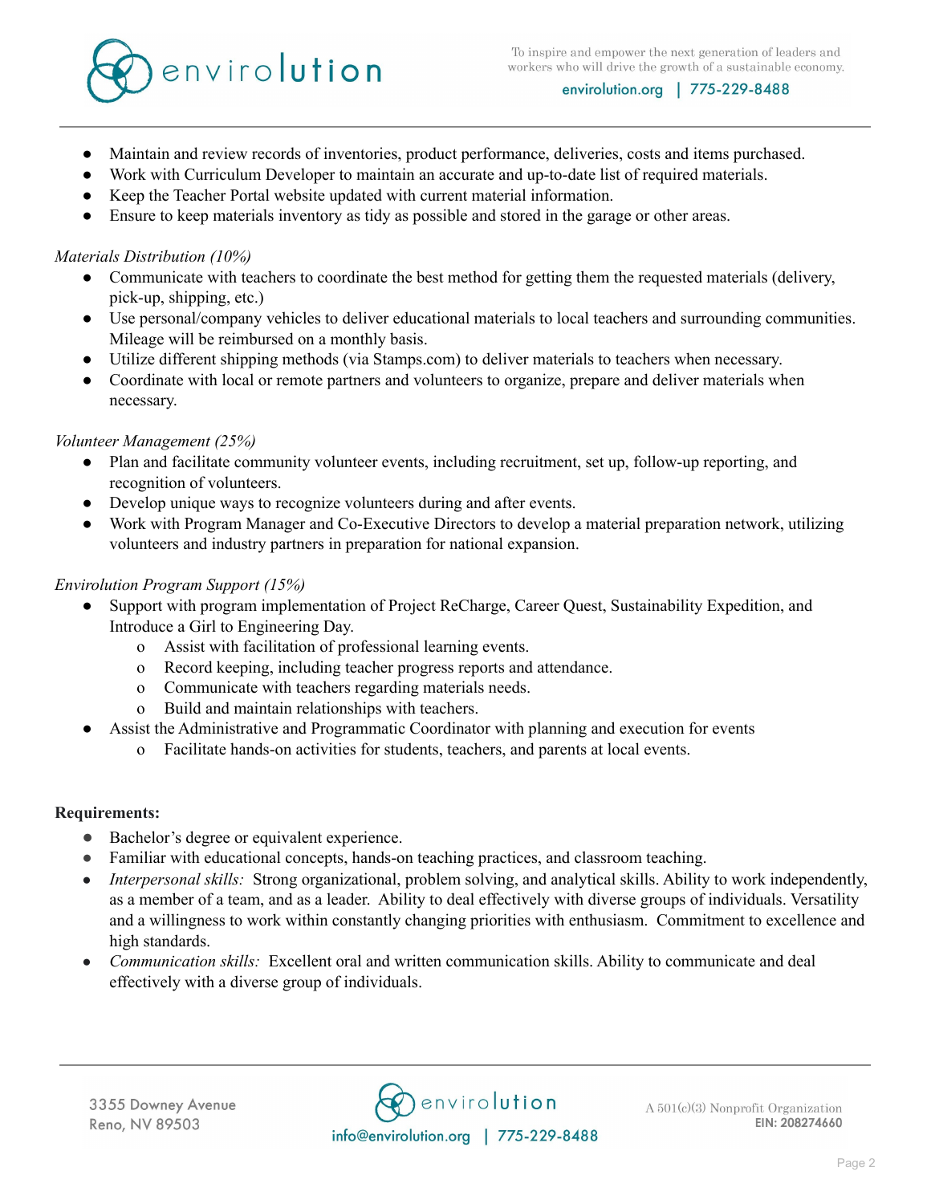- Maintain and review records of inventories, product performance, deliveries, costs and items purchased.
- Work with Curriculum Developer to maintain an accurate and up-to-date list of required materials.
- Keep the Teacher Portal website updated with current material information.
- Ensure to keep materials inventory as tidy as possible and stored in the garage or other areas.

*Materials Distribution (10%)*

- Communicate with teachers to coordinate the best method for getting them the requested materials (delivery, pick-up, shipping, etc.)
- Use personal/company vehicles to deliver educational materials to local teachers and surrounding communities. Mileage will be reimbursed on a monthly basis.
- Utilize different shipping methods (via Stamps.com) to deliver materials to teachers when necessary.
- Coordinate with local or remote partners and volunteers to organize, prepare and deliver materials when necessary.

*Volunteer Management (25%)*

- Plan and facilitate community volunteer events, including recruitment, set up, follow-up reporting, and recognition of volunteers.
- Develop unique ways to recognize volunteers during and after events.
- Work with Program Manager and Co-Executive Directors to develop a material preparation network, utilizing volunteers and industry partners in preparation for national expansion.

*Envirolution Program Support (15%)*

- Support with program implementation of Project ReCharge, Career Quest, Sustainability Expedition, and Introduce a Girl to Engineering Day.
  - Assist with facilitation of professional learning events.
  - Record keeping, including teacher progress reports and attendance.
  - Communicate with teachers regarding materials needs.
  - Build and maintain relationships with teachers.
- Assist the Administrative and Programmatic Coordinator with planning and execution for events
  - Facilitate hands-on activities for students, teachers, and parents at local events.

**Requirements:**

- Bachelor's degree or equivalent experience.
- Familiar with educational concepts, hands-on teaching practices, and classroom teaching.
- *Interpersonal skills:* Strong organizational, problem solving, and analytical skills. Ability to work independently, as a member of a team, and as a leader. Ability to deal effectively with diverse groups of individuals. Versatility and a willingness to work within constantly changing priorities with enthusiasm. Commitment to excellence and high standards.
- *Communication skills:* Excellent oral and written communication skills. Ability to communicate and deal effectively with a diverse group of individuals.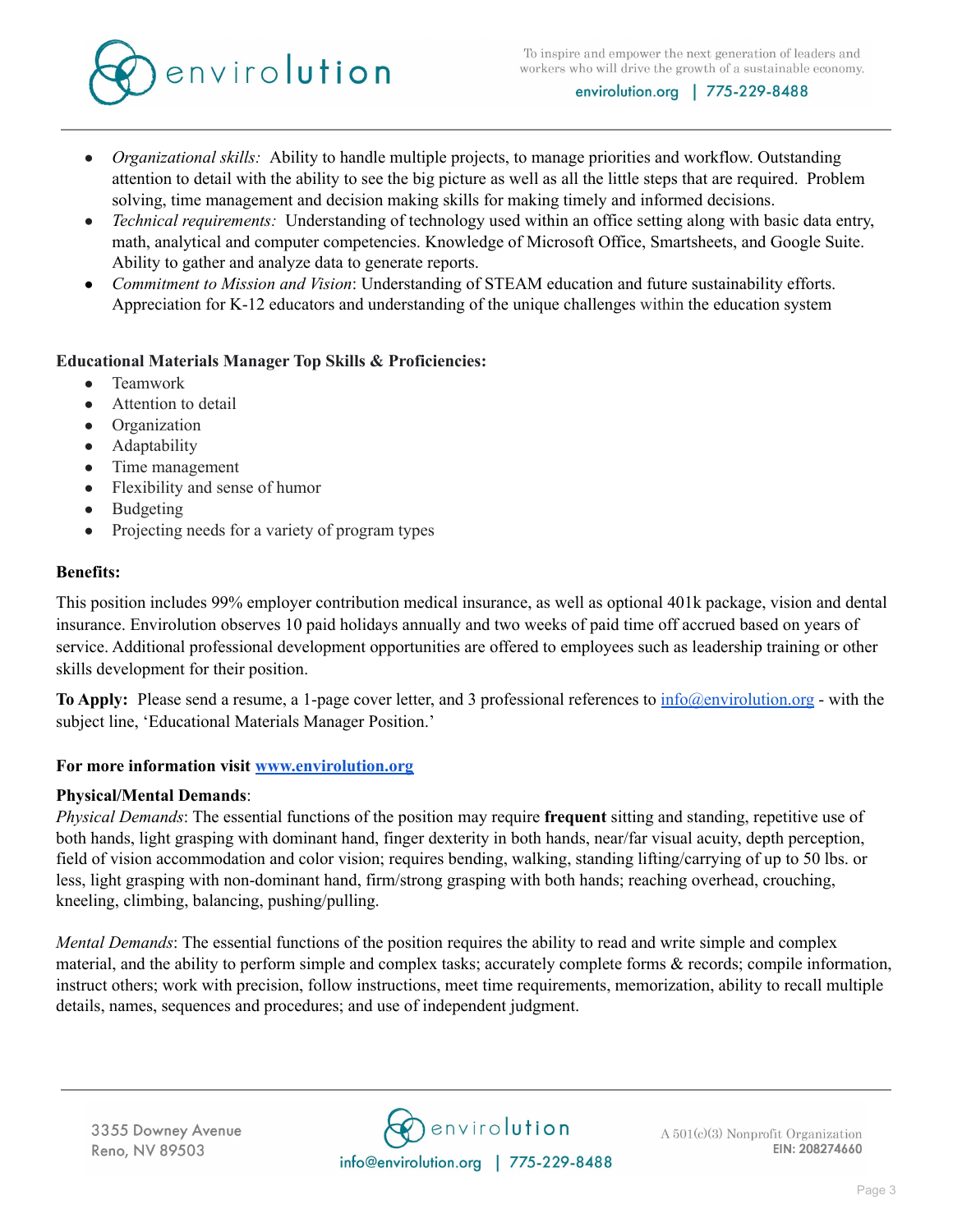- *Organizational skills:* Ability to handle multiple projects, to manage priorities and workflow. Outstanding attention to detail with the ability to see the big picture as well as all the little steps that are required. Problem solving, time management and decision making skills for making timely and informed decisions.
- *Technical requirements:* Understanding of technology used within an office setting along with basic data entry, math, analytical and computer competencies. Knowledge of Microsoft Office, Smartsheets, and Google Suite. Ability to gather and analyze data to generate reports.
- *Commitment to Mission and Vision*: Understanding of STEAM education and future sustainability efforts. Appreciation for K-12 educators and understanding of the unique challenges within the education system

**Educational Materials Manager Top Skills & Proficiencies:**

- Teamwork
- Attention to detail
- Organization
- Adaptability
- Time management
- Flexibility and sense of humor
- Budgeting
- Projecting needs for a variety of program types

**Benefits:**

This position includes 99% employer contribution medical insurance, as well as optional 401k package, vision and dental insurance. Envirolution observes 10 paid holidays annually and two weeks of paid time off accrued based on years of service. Additional professional development opportunities are offered to employees such as leadership training or other skills development for their position.

**To Apply:** Please send a resume, a 1-page cover letter, and 3 professional references to info@envirolution.org - with the subject line, 'Educational Materials Manager Position.'

**For more information visit www.envirolution.org**

**Physical/Mental Demands**:

*Physical Demands*: The essential functions of the position may require **frequent** sitting and standing, repetitive use of both hands, light grasping with dominant hand, finger dexterity in both hands, near/far visual acuity, depth perception, field of vision accommodation and color vision; requires bending, walking, standing lifting/carrying of up to 50 lbs. or less, light grasping with non-dominant hand, firm/strong grasping with both hands; reaching overhead, crouching, kneeling, climbing, balancing, pushing/pulling.

*Mental Demands*: The essential functions of the position requires the ability to read and write simple and complex material, and the ability to perform simple and complex tasks; accurately complete forms & records; compile information, instruct others; work with precision, follow instructions, meet time requirements, memorization, ability to recall multiple details, names, sequences and procedures; and use of independent judgment.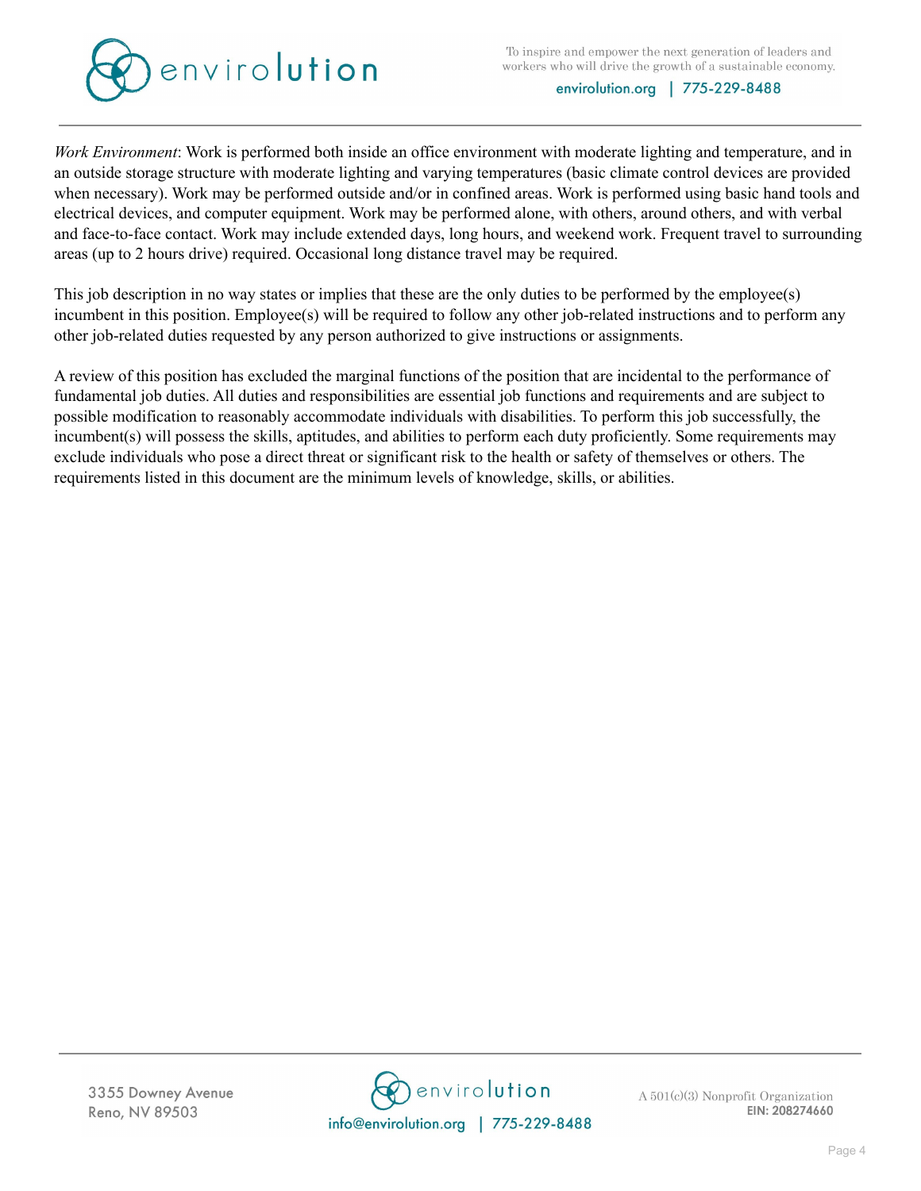*Work Environment*: Work is performed both inside an office environment with moderate lighting and temperature, and in an outside storage structure with moderate lighting and varying temperatures (basic climate control devices are provided when necessary). Work may be performed outside and/or in confined areas. Work is performed using basic hand tools and electrical devices, and computer equipment. Work may be performed alone, with others, around others, and with verbal and face-to-face contact. Work may include extended days, long hours, and weekend work. Frequent travel to surrounding areas (up to 2 hours drive) required. Occasional long distance travel may be required.

This job description in no way states or implies that these are the only duties to be performed by the employee(s) incumbent in this position. Employee(s) will be required to follow any other job-related instructions and to perform any other job-related duties requested by any person authorized to give instructions or assignments.

A review of this position has excluded the marginal functions of the position that are incidental to the performance of fundamental job duties. All duties and responsibilities are essential job functions and requirements and are subject to possible modification to reasonably accommodate individuals with disabilities. To perform this job successfully, the incumbent(s) will possess the skills, aptitudes, and abilities to perform each duty proficiently. Some requirements may exclude individuals who pose a direct threat or significant risk to the health or safety of themselves or others. The requirements listed in this document are the minimum levels of knowledge, skills, or abilities.